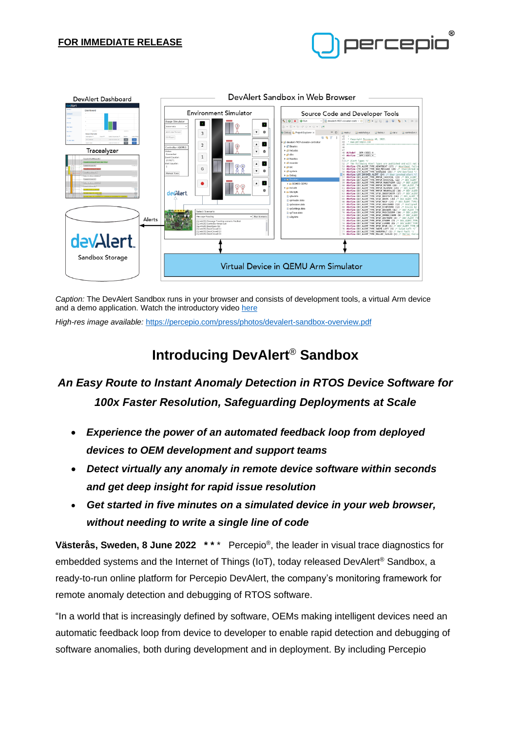**FOR IMMEDIATE RELEASE**

*Caption:* The DevAlert Sandbox runs in your browser and consists of development tools, a virtual Arm device and a demo application. Watch the introductory video here

*High-res image available:* https://percepio.com/press/photos/devalert-sandbox-overview.pdf

# Introducing DevAlert® Sandbox

## *An Easy Route to Instant Anomaly Detection in RTOS Device Software for 100x Faster Resolution, Safeguarding Deployments at Scale*

- ***Experience the power of an automated feedback loop from deployed devices to OEM development and support teams***
- ***Detect virtually any anomaly in remote device software within seconds and get deep insight for rapid issue resolution***
- ***Get started in five minutes on a simulated device in your web browser, without needing to write a single line of code***

**Västerås, Sweden, 8 June 2022** \*\*\* Percepio®, the leader in visual trace diagnostics for embedded systems and the Internet of Things (IoT), today released DevAlert® Sandbox, a ready-to-run online platform for Percepio DevAlert, the company's monitoring framework for remote anomaly detection and debugging of RTOS software.

"In a world that is increasingly defined by software, OEMs making intelligent devices need an automatic feedback loop from device to developer to enable rapid detection and debugging of software anomalies, both during development and in deployment. By including Percepio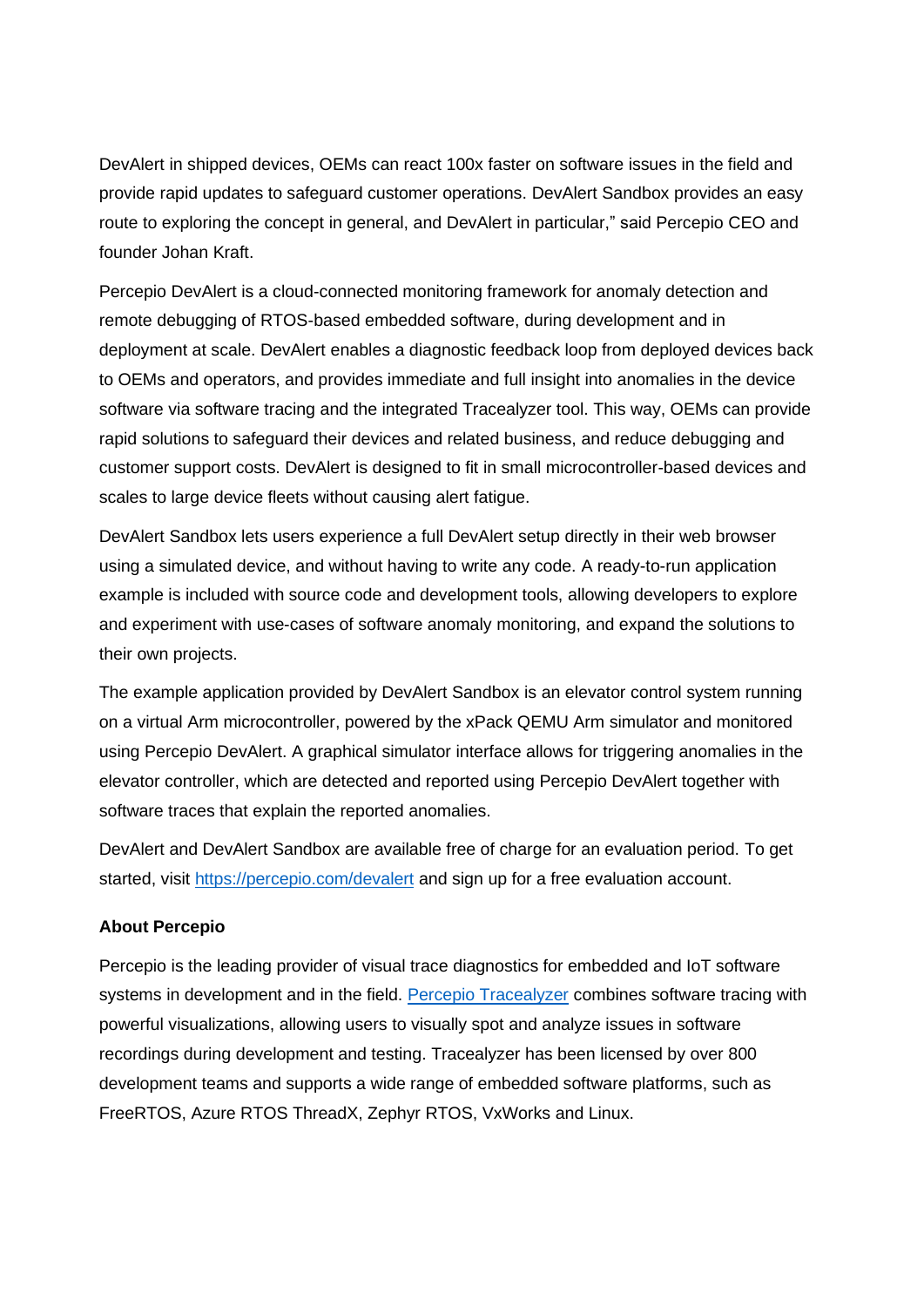DevAlert in shipped devices, OEMs can react 100x faster on software issues in the field and provide rapid updates to safeguard customer operations. DevAlert Sandbox provides an easy route to exploring the concept in general, and DevAlert in particular," said Percepio CEO and founder Johan Kraft.

Percepio DevAlert is a cloud-connected monitoring framework for anomaly detection and remote debugging of RTOS-based embedded software, during development and in deployment at scale. DevAlert enables a diagnostic feedback loop from deployed devices back to OEMs and operators, and provides immediate and full insight into anomalies in the device software via software tracing and the integrated Tracealyzer tool. This way, OEMs can provide rapid solutions to safeguard their devices and related business, and reduce debugging and customer support costs. DevAlert is designed to fit in small microcontroller-based devices and scales to large device fleets without causing alert fatigue.

DevAlert Sandbox lets users experience a full DevAlert setup directly in their web browser using a simulated device, and without having to write any code. A ready-to-run application example is included with source code and development tools, allowing developers to explore and experiment with use-cases of software anomaly monitoring, and expand the solutions to their own projects.

The example application provided by DevAlert Sandbox is an elevator control system running on a virtual Arm microcontroller, powered by the xPack QEMU Arm simulator and monitored using Percepio DevAlert. A graphical simulator interface allows for triggering anomalies in the elevator controller, which are detected and reported using Percepio DevAlert together with software traces that explain the reported anomalies.

DevAlert and DevAlert Sandbox are available free of charge for an evaluation period. To get started, visit [https://percepio.com/devalert](https://percepio.com/devalert) and sign up for a free evaluation account.

**About Percepio**

Percepio is the leading provider of visual trace diagnostics for embedded and IoT software systems in development and in the field. [Percepio Tracealyzer](https://percepio.com/tracealyzer) combines software tracing with powerful visualizations, allowing users to visually spot and analyze issues in software recordings during development and testing. Tracealyzer has been licensed by over 800 development teams and supports a wide range of embedded software platforms, such as FreeRTOS, Azure RTOS ThreadX, Zephyr RTOS, VxWorks and Linux.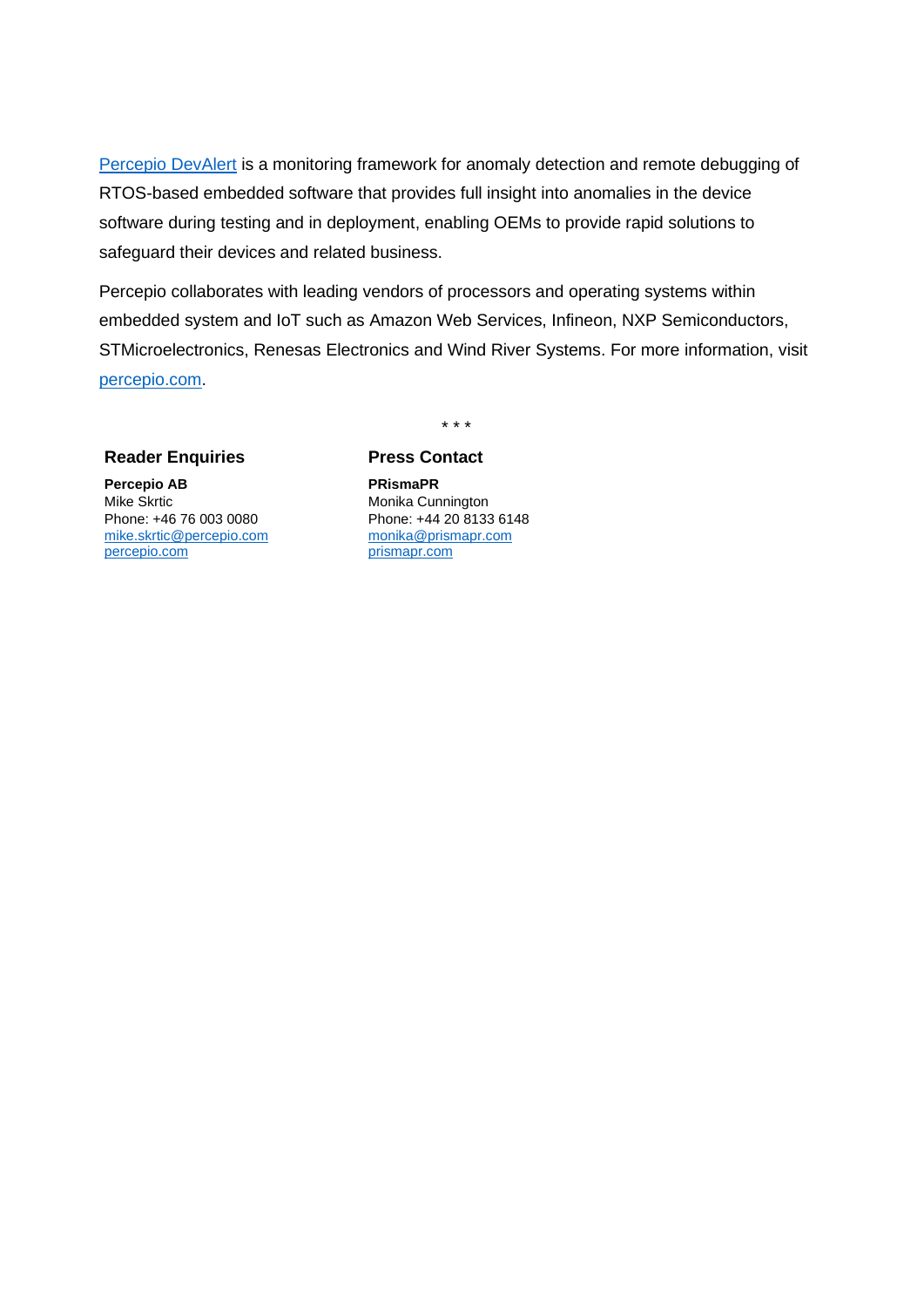[Percepio DevAlert](#) is a monitoring framework for anomaly detection and remote debugging of RTOS-based embedded software that provides full insight into anomalies in the device software during testing and in deployment, enabling OEMs to provide rapid solutions to safeguard their devices and related business.

Percepio collaborates with leading vendors of processors and operating systems within embedded system and IoT such as Amazon Web Services, Infineon, NXP Semiconductors, STMicroelectronics, Renesas Electronics and Wind River Systems. For more information, visit percepio.com.

* * *

### Reader Enquiries

**Percepio AB**
Mike Skrtic
Phone: +46 76 003 0080
mike.skrtic@percepio.com
percepio.com

### Press Contact

**PRismaPR**
Monika Cunnington
Phone: +44 20 8133 6148
monika@prismapr.com
prismapr.com